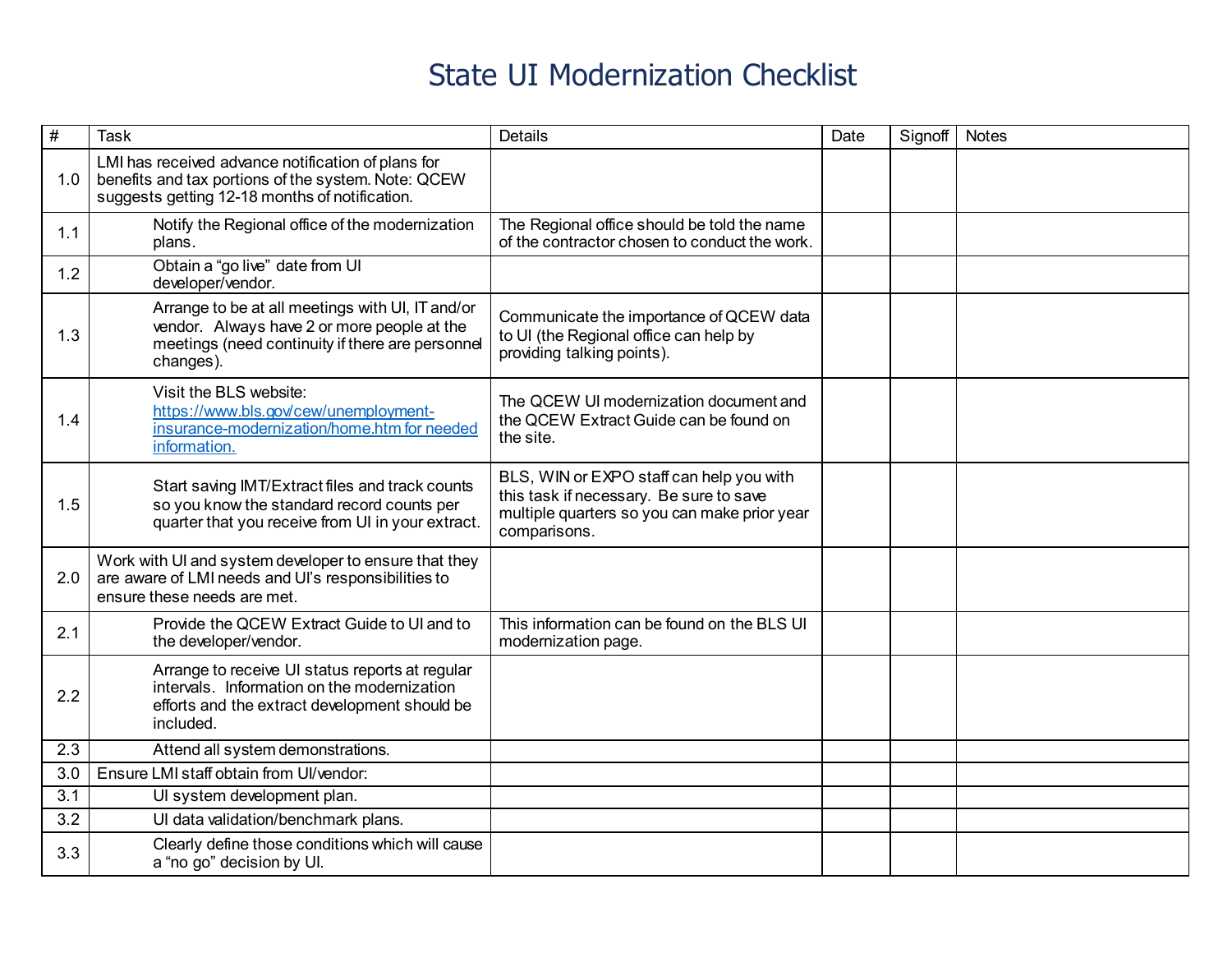# State UI Modernization Checklist

| # | Task | Details | Date | Signoff | Notes |
|---|---|---|---|---|---|
| 1.0 | LMI has received advance notification of plans for benefits and tax portions of the system. Note: QCEW suggests getting 12-18 months of notification. | | | | |
| 1.1 | Notify the Regional office of the modernization plans. | The Regional office should be told the name of the contractor chosen to conduct the work. | | | |
| 1.2 | Obtain a “go live” date from UI developer/vendor. | | | | |
| 1.3 | Arrange to be at all meetings with UI, IT and/or vendor. Always have 2 or more people at the meetings (need continuity if there are personnel changes). | Communicate the importance of QCEW data to UI (the Regional office can help by providing talking points). | | | |
| 1.4 | Visit the BLS website: https://www.bls.gov/cew/unemployment-insurance-modernization/home.htm for needed information. | The QCEW UI modernization document and the QCEW Extract Guide can be found on the site. | | | |
| 1.5 | Start saving IMT/Extract files and track counts so you know the standard record counts per quarter that you receive from UI in your extract. | BLS, WIN or EXPO staff can help you with this task if necessary. Be sure to save multiple quarters so you can make prior year comparisons. | | | |
| 2.0 | Work with UI and system developer to ensure that they are aware of LMI needs and UI’s responsibilities to ensure these needs are met. | | | | |
| 2.1 | Provide the QCEW Extract Guide to UI and to the developer/vendor. | This information can be found on the BLS UI modernization page. | | | |
| 2.2 | Arrange to receive UI status reports at regular intervals. Information on the modernization efforts and the extract development should be included. | | | | |
| 2.3 | Attend all system demonstrations. | | | | |
| 3.0 | Ensure LMI staff obtain from UI/vendor: | | | | |
| 3.1 | UI system development plan. | | | | |
| 3.2 | UI data validation/benchmark plans. | | | | |
| 3.3 | Clearly define those conditions which will cause a “no go” decision by UI. | | | | |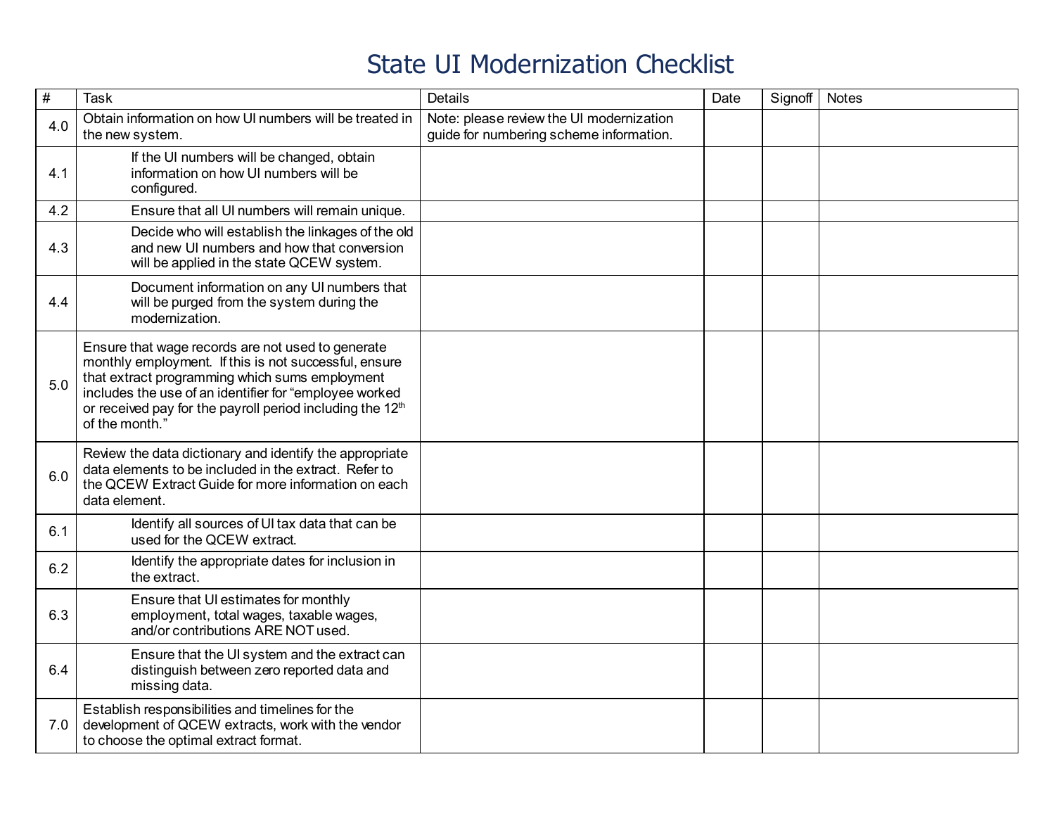# State UI Modernization Checklist

| # | Task | Details | Date | Signoff | Notes |
|---|---|---|---|---|---|
| 4.0 | Obtain information on how UI numbers will be treated in the new system. | Note: please review the UI modernization guide for numbering scheme information. | | | |
| 4.1 | If the UI numbers will be changed, obtain information on how UI numbers will be configured. | | | | |
| 4.2 | Ensure that all UI numbers will remain unique. | | | | |
| 4.3 | Decide who will establish the linkages of the old and new UI numbers and how that conversion will be applied in the state QCEW system. | | | | |
| 4.4 | Document information on any UI numbers that will be purged from the system during the modernization. | | | | |
| 5.0 | Ensure that wage records are not used to generate monthly employment. If this is not successful, ensure that extract programming which sums employment includes the use of an identifier for "employee worked or received pay for the payroll period including the 12th of the month." | | | | |
| 6.0 | Review the data dictionary and identify the appropriate data elements to be included in the extract. Refer to the QCEW Extract Guide for more information on each data element. | | | | |
| 6.1 | Identify all sources of UI tax data that can be used for the QCEW extract. | | | | |
| 6.2 | Identify the appropriate dates for inclusion in the extract. | | | | |
| 6.3 | Ensure that UI estimates for monthly employment, total wages, taxable wages, and/or contributions ARE NOT used. | | | | |
| 6.4 | Ensure that the UI system and the extract can distinguish between zero reported data and missing data. | | | | |
| 7.0 | Establish responsibilities and timelines for the development of QCEW extracts, work with the vendor to choose the optimal extract format. | | | | |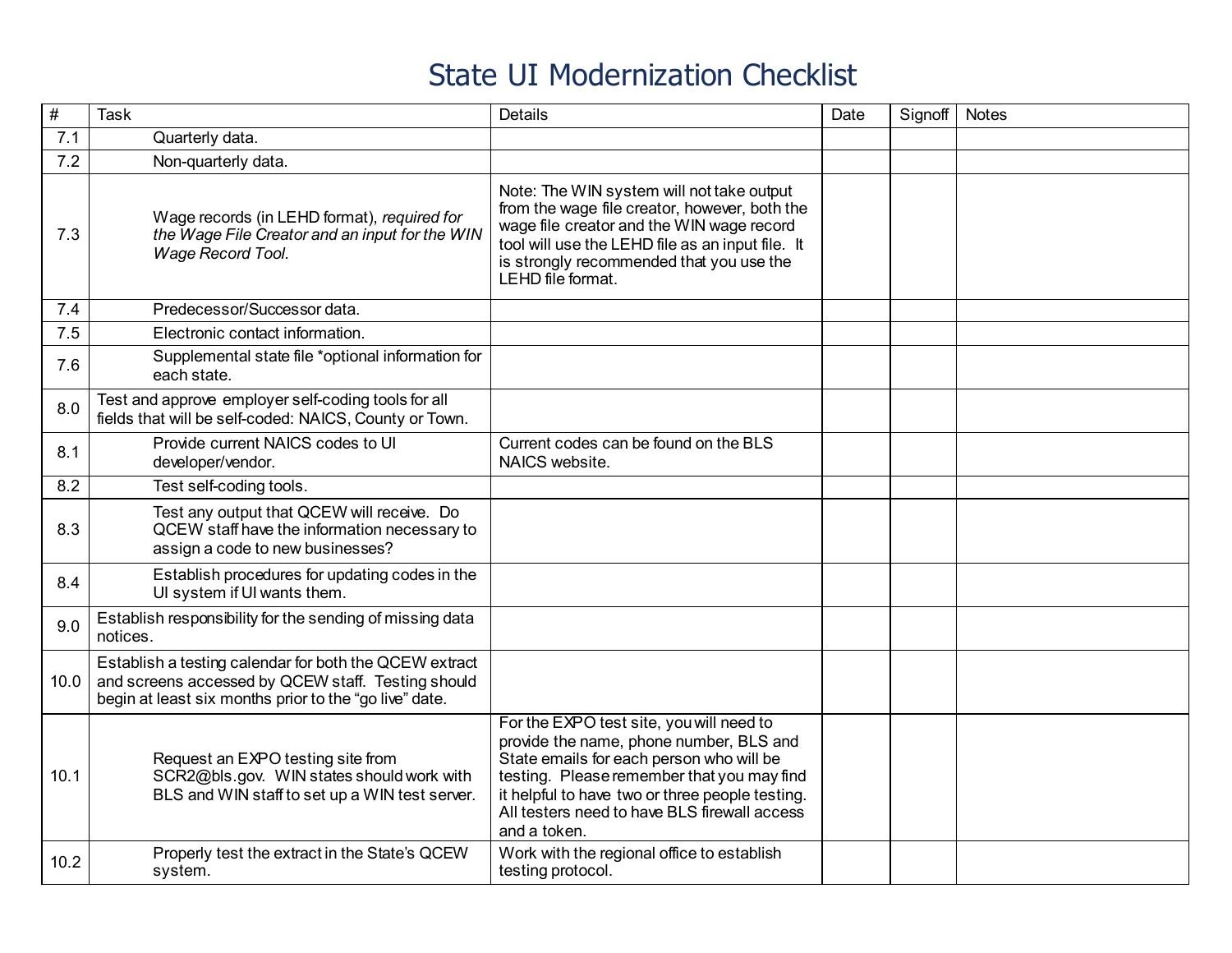# State UI Modernization Checklist

| # | Task | Details | Date | Signoff | Notes |
|---|---|---|---|---|---|
| 7.1 | Quarterly data. | | | | |
| 7.2 | Non-quarterly data. | | | | |
| 7.3 | Wage records (in LEHD format), *required for the Wage File Creator and an input for the WIN Wage Record Tool.* | Note: The WIN system will not take output from the wage file creator, however, both the wage file creator and the WIN wage record tool will use the LEHD file as an input file. It is strongly recommended that you use the LEHD file format. | | | |
| 7.4 | Predecessor/Successor data. | | | | |
| 7.5 | Electronic contact information. | | | | |
| 7.6 | Supplemental state file *optional information for each state. | | | | |
| 8.0 | Test and approve employer self-coding tools for all fields that will be self-coded: NAICS, County or Town. | | | | |
| 8.1 | Provide current NAICS codes to UI developer/vendor. | Current codes can be found on the BLS NAICS website. | | | |
| 8.2 | Test self-coding tools. | | | | |
| 8.3 | Test any output that QCEW will receive. Do QCEW staff have the information necessary to assign a code to new businesses? | | | | |
| 8.4 | Establish procedures for updating codes in the UI system if UI wants them. | | | | |
| 9.0 | Establish responsibility for the sending of missing data notices. | | | | |
| 10.0 | Establish a testing calendar for both the QCEW extract and screens accessed by QCEW staff. Testing should begin at least six months prior to the "go live" date. | | | | |
| 10.1 | Request an EXPO testing site from SCR2@bls.gov. WIN states should work with BLS and WIN staff to set up a WIN test server. | For the EXPO test site, you will need to provide the name, phone number, BLS and State emails for each person who will be testing. Please remember that you may find it helpful to have two or three people testing. All testers need to have BLS firewall access and a token. | | | |
| 10.2 | Properly test the extract in the State's QCEW system. | Work with the regional office to establish testing protocol. | | | |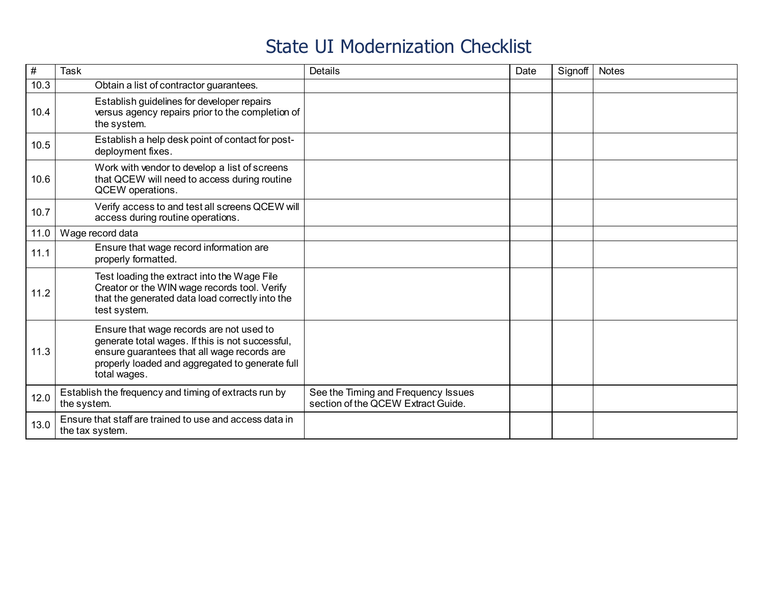# State UI Modernization Checklist

| # | Task | Details | Date | Signoff | Notes |
|---|---|---|---|---|---|
| 10.3 | Obtain a list of contractor guarantees. | | | | |
| 10.4 | Establish guidelines for developer repairs versus agency repairs prior to the completion of the system. | | | | |
| 10.5 | Establish a help desk point of contact for post-deployment fixes. | | | | |
| 10.6 | Work with vendor to develop a list of screens that QCEW will need to access during routine QCEW operations. | | | | |
| 10.7 | Verify access to and test all screens QCEW will access during routine operations. | | | | |
| 11.0 | Wage record data | | | | |
| 11.1 | Ensure that wage record information are properly formatted. | | | | |
| 11.2 | Test loading the extract into the Wage File Creator or the WIN wage records tool. Verify that the generated data load correctly into the test system. | | | | |
| 11.3 | Ensure that wage records are not used to generate total wages. If this is not successful, ensure guarantees that all wage records are properly loaded and aggregated to generate full total wages. | | | | |
| 12.0 | Establish the frequency and timing of extracts run by the system. | See the Timing and Frequency Issues section of the QCEW Extract Guide. | | | |
| 13.0 | Ensure that staff are trained to use and access data in the tax system. | | | | |